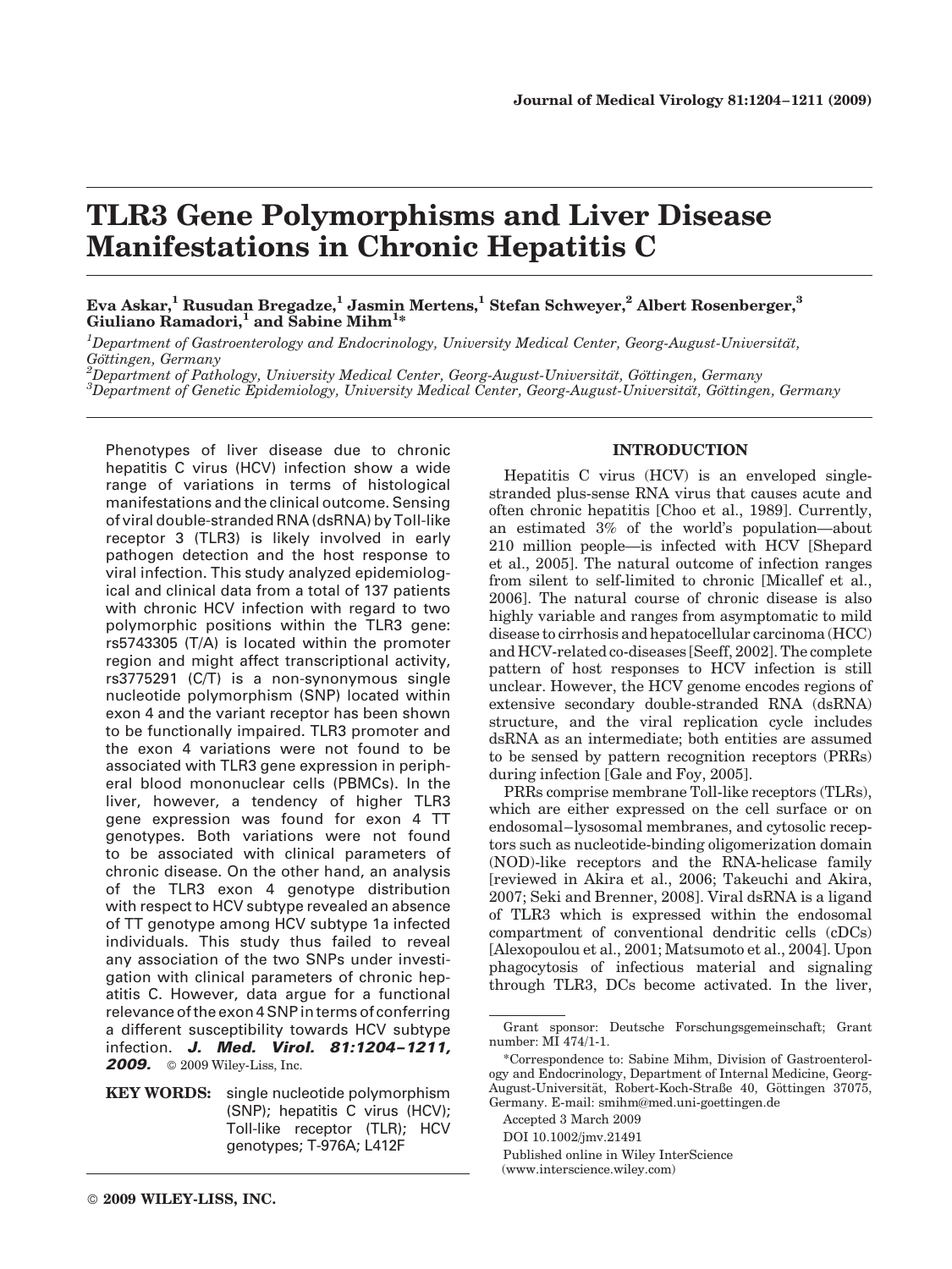# TLR3 Gene Polymorphisms and Liver Disease Manifestations in Chronic Hepatitis C

**Eva Askar,[1] Rusudan Bregadze,[1] Jasmin Mertens,[1] Stefan Schweyer,[2] Albert Rosenberger,[3] Giuliano Ramadori,[1] and Sabine Mihm[1]***

[1]*Department of Gastroenterology and Endocrinology, University Medical Center, Georg-August-Universität, Göttingen, Germany*
[2]*Department of Pathology, University Medical Center, Georg-August-Universität, Göttingen, Germany*
[3]*Department of Genetic Epidemiology, University Medical Center, Georg-August-Universität, Göttingen, Germany*

Phenotypes of liver disease due to chronic hepatitis C virus (HCV) infection show a wide range of variations in terms of histological manifestations and the clinical outcome. Sensing of viral double-stranded RNA (dsRNA) by Toll-like receptor 3 (TLR3) is likely involved in early pathogen detection and the host response to viral infection. This study analyzed epidemiological and clinical data from a total of 137 patients with chronic HCV infection with regard to two polymorphic positions within the TLR3 gene: rs5743305 (T/A) is located within the promoter region and might affect transcriptional activity, rs3775291 (C/T) is a non-synonymous single nucleotide polymorphism (SNP) located within exon 4 and the variant receptor has been shown to be functionally impaired. TLR3 promoter and the exon 4 variations were not found to be associated with TLR3 gene expression in peripheral blood mononuclear cells (PBMCs). In the liver, however, a tendency of higher TLR3 gene expression was found for exon 4 TT genotypes. Both variations were not found to be associated with clinical parameters of chronic disease. On the other hand, an analysis of the TLR3 exon 4 genotype distribution with respect to HCV subtype revealed an absence of TT genotype among HCV subtype 1a infected individuals. This study thus failed to reveal any association of the two SNPs under investigation with clinical parameters of chronic hepatitis C. However, data argue for a functional relevance of the exon 4 SNP in terms of conferring a different susceptibility towards HCV subtype infection. ***J. Med. Virol. 81:1204–1211, 2009.*** © 2009 Wiley-Liss, Inc.

**KEY WORDS:** single nucleotide polymorphism (SNP); hepatitis C virus (HCV); Toll-like receptor (TLR); HCV genotypes; T-976A; L412F

## INTRODUCTION

Hepatitis C virus (HCV) is an enveloped single-stranded plus-sense RNA virus that causes acute and often chronic hepatitis [Choo et al., 1989]. Currently, an estimated 3% of the world's population—about 210 million people—is infected with HCV [Shepard et al., 2005]. The natural outcome of infection ranges from silent to self-limited to chronic [Micallef et al., 2006]. The natural course of chronic disease is also highly variable and ranges from asymptomatic to mild disease to cirrhosis and hepatocellular carcinoma (HCC) and HCV-related co-diseases [Seeff, 2002]. The complete pattern of host responses to HCV infection is still unclear. However, the HCV genome encodes regions of extensive secondary double-stranded RNA (dsRNA) structure, and the viral replication cycle includes dsRNA as an intermediate; both entities are assumed to be sensed by pattern recognition receptors (PRRs) during infection [Gale and Foy, 2005].

PRRs comprise membrane Toll-like receptors (TLRs), which are either expressed on the cell surface or on endosomal–lysosomal membranes, and cytosolic receptors such as nucleotide-binding oligomerization domain (NOD)-like receptors and the RNA-helicase family [reviewed in Akira et al., 2006; Takeuchi and Akira, 2007; Seki and Brenner, 2008]. Viral dsRNA is a ligand of TLR3 which is expressed within the endosomal compartment of conventional dendritic cells (cDCs) [Alexopoulou et al., 2001; Matsumoto et al., 2004]. Upon phagocytosis of infectious material and signaling through TLR3, DCs become activated. In the liver,

---

Grant sponsor: Deutsche Forschungsgemeinschaft; Grant number: MI 474/1-1.

*Correspondence to: Sabine Mihm, Division of Gastroenterology and Endocrinology, Department of Internal Medicine, Georg-August-Universität, Robert-Koch-Straße 40, Göttingen 37075, Germany. E-mail: smihm@med.uni-goettingen.de

Accepted 3 March 2009

DOI 10.1002/jmv.21491

Published online in Wiley InterScience (www.interscience.wiley.com)

© 2009 WILEY-LISS, INC.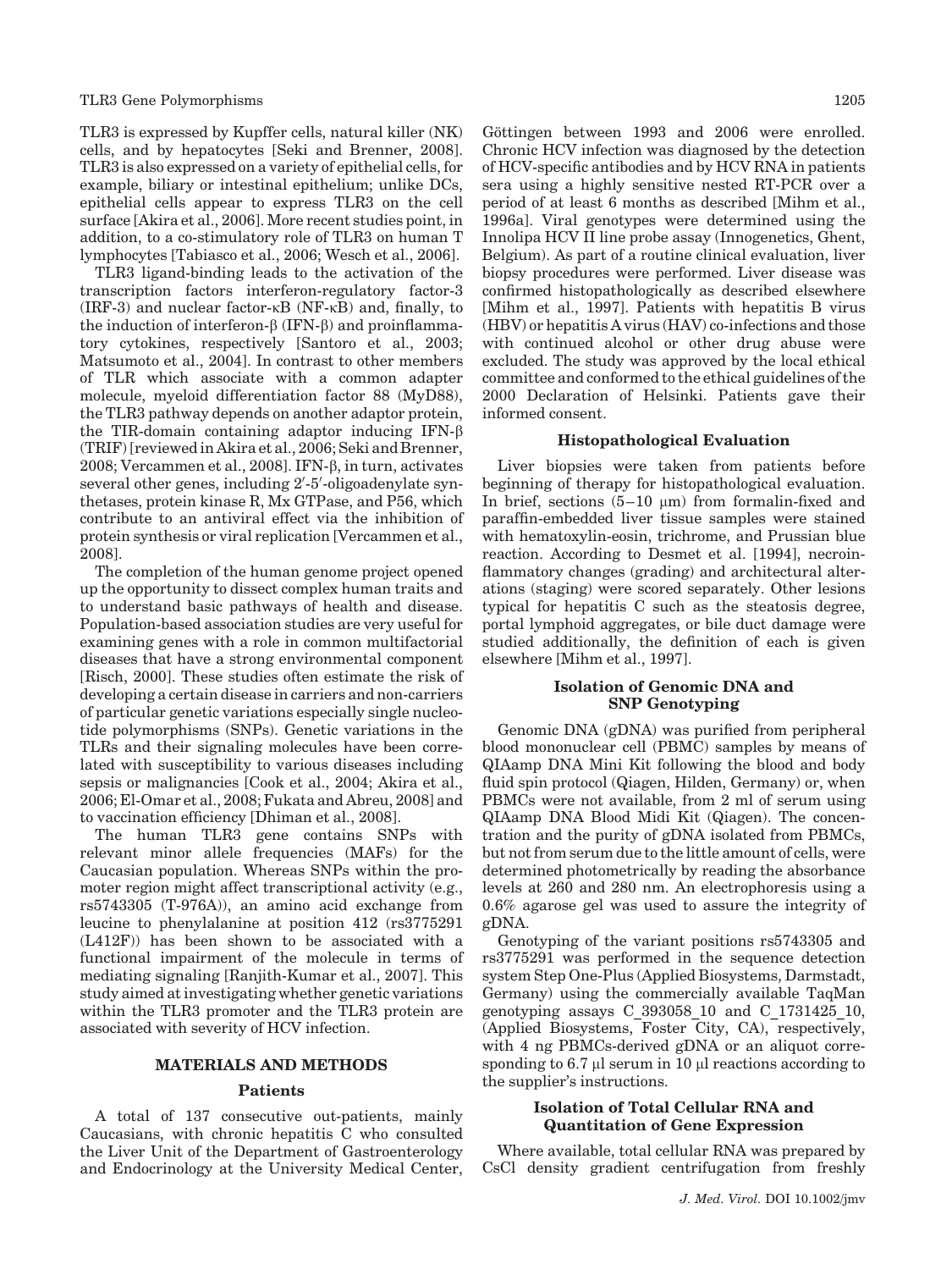TLR3 is expressed by Kupffer cells, natural killer (NK) cells, and by hepatocytes [Seki and Brenner, 2008]. TLR3 is also expressed on a variety of epithelial cells, for example, biliary or intestinal epithelium; unlike DCs, epithelial cells appear to express TLR3 on the cell surface [Akira et al., 2006]. More recent studies point, in addition, to a co-stimulatory role of TLR3 on human T lymphocytes [Tabiasco et al., 2006; Wesch et al., 2006].

TLR3 ligand-binding leads to the activation of the transcription factors interferon-regulatory factor-3 (IRF-3) and nuclear factor-κB (NF-κB) and, finally, to the induction of interferon-β (IFN-β) and proinflammatory cytokines, respectively [Santoro et al., 2003; Matsumoto et al., 2004]. In contrast to other members of TLR which associate with a common adapter molecule, myeloid differentiation factor 88 (MyD88), the TLR3 pathway depends on another adaptor protein, the TIR-domain containing adaptor inducing IFN-β (TRIF) [reviewed in Akira et al., 2006; Seki and Brenner, 2008; Vercammen et al., 2008]. IFN-β, in turn, activates several other genes, including 2′-5′-oligoadenylate synthetases, protein kinase R, Mx GTPase, and P56, which contribute to an antiviral effect via the inhibition of protein synthesis or viral replication [Vercammen et al., 2008].

The completion of the human genome project opened up the opportunity to dissect complex human traits and to understand basic pathways of health and disease. Population-based association studies are very useful for examining genes with a role in common multifactorial diseases that have a strong environmental component [Risch, 2000]. These studies often estimate the risk of developing a certain disease in carriers and non-carriers of particular genetic variations especially single nucleotide polymorphisms (SNPs). Genetic variations in the TLRs and their signaling molecules have been correlated with susceptibility to various diseases including sepsis or malignancies [Cook et al., 2004; Akira et al., 2006; El-Omar et al., 2008; Fukata and Abreu, 2008] and to vaccination efficiency [Dhiman et al., 2008].

The human TLR3 gene contains SNPs with relevant minor allele frequencies (MAFs) for the Caucasian population. Whereas SNPs within the promoter region might affect transcriptional activity (e.g., rs5743305 (T-976A)), an amino acid exchange from leucine to phenylalanine at position 412 (rs3775291 (L412F)) has been shown to be associated with a functional impairment of the molecule in terms of mediating signaling [Ranjith-Kumar et al., 2007]. This study aimed at investigating whether genetic variations within the TLR3 promoter and the TLR3 protein are associated with severity of HCV infection.

## MATERIALS AND METHODS

### Patients

A total of 137 consecutive out-patients, mainly Caucasians, with chronic hepatitis C who consulted the Liver Unit of the Department of Gastroenterology and Endocrinology at the University Medical Center, Göttingen between 1993 and 2006 were enrolled. Chronic HCV infection was diagnosed by the detection of HCV-specific antibodies and by HCV RNA in patients sera using a highly sensitive nested RT-PCR over a period of at least 6 months as described [Mihm et al., 1996a]. Viral genotypes were determined using the Innolipa HCV II line probe assay (Innogenetics, Ghent, Belgium). As part of a routine clinical evaluation, liver biopsy procedures were performed. Liver disease was confirmed histopathologically as described elsewhere [Mihm et al., 1997]. Patients with hepatitis B virus (HBV) or hepatitis A virus (HAV) co-infections and those with continued alcohol or other drug abuse were excluded. The study was approved by the local ethical committee and conformed to the ethical guidelines of the 2000 Declaration of Helsinki. Patients gave their informed consent.

### Histopathological Evaluation

Liver biopsies were taken from patients before beginning of therapy for histopathological evaluation. In brief, sections (5–10 μm) from formalin-fixed and paraffin-embedded liver tissue samples were stained with hematoxylin-eosin, trichrome, and Prussian blue reaction. According to Desmet et al. [1994], necroinflammatory changes (grading) and architectural alterations (staging) were scored separately. Other lesions typical for hepatitis C such as the steatosis degree, portal lymphoid aggregates, or bile duct damage were studied additionally, the definition of each is given elsewhere [Mihm et al., 1997].

### Isolation of Genomic DNA and SNP Genotyping

Genomic DNA (gDNA) was purified from peripheral blood mononuclear cell (PBMC) samples by means of QIAamp DNA Mini Kit following the blood and body fluid spin protocol (Qiagen, Hilden, Germany) or, when PBMCs were not available, from 2 ml of serum using QIAamp DNA Blood Midi Kit (Qiagen). The concentration and the purity of gDNA isolated from PBMCs, but not from serum due to the little amount of cells, were determined photometrically by reading the absorbance levels at 260 and 280 nm. An electrophoresis using a 0.6% agarose gel was used to assure the integrity of gDNA.

Genotyping of the variant positions rs5743305 and rs3775291 was performed in the sequence detection system Step One-Plus (Applied Biosystems, Darmstadt, Germany) using the commercially available TaqMan genotyping assays C_393058_10 and C_1731425_10, (Applied Biosystems, Foster City, CA), respectively, with 4 ng PBMCs-derived gDNA or an aliquot corresponding to 6.7 μl serum in 10 μl reactions according to the supplier's instructions.

### Isolation of Total Cellular RNA and Quantitation of Gene Expression

Where available, total cellular RNA was prepared by CsCl density gradient centrifugation from freshly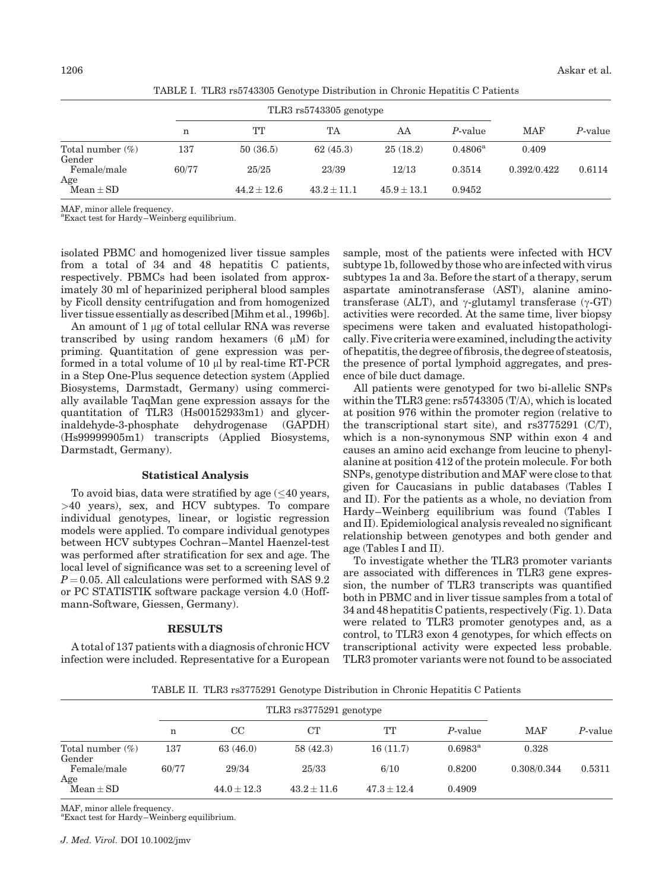TABLE I. TLR3 rs5743305 Genotype Distribution in Chronic Hepatitis C Patients

| | TLR3 rs5743305 genotype | | | | | MAF | $P$-value |
|---|---|---|---|---|---|---|---|
| | n | TT | TA | AA | $P$-value | | |
| Total number (%) | 137 | 50 (36.5) | 62 (45.3) | 25 (18.2) | 0.4806[a] | 0.409 | |
| Gender | | | | | | | |
| Female/male | 60/77 | 25/25 | 23/39 | 12/13 | 0.3514 | 0.392/0.422 | 0.6114 |
| Age | | | | | | | |
| Mean ± SD | | 44.2 ± 12.6 | 43.2 ± 11.1 | 45.9 ± 13.1 | 0.9452 | | |

MAF, minor allele frequency.
[a]Exact test for Hardy–Weinberg equilibrium.

isolated PBMC and homogenized liver tissue samples from a total of 34 and 48 hepatitis C patients, respectively. PBMCs had been isolated from approximately 30 ml of heparinized peripheral blood samples by Ficoll density centrifugation and from homogenized liver tissue essentially as described [Mihm et al., 1996b].

An amount of 1 μg of total cellular RNA was reverse transcribed by using random hexamers (6 μM) for priming. Quantitation of gene expression was performed in a total volume of 10 μl by real-time RT-PCR in a Step One-Plus sequence detection system (Applied Biosystems, Darmstadt, Germany) using commercially available TaqMan gene expression assays for the quantitation of TLR3 (Hs00152933m1) and glycerinaldehyde-3-phosphate dehydrogenase (GAPDH) (Hs99999905m1) transcripts (Applied Biosystems, Darmstadt, Germany).

### Statistical Analysis

To avoid bias, data were stratified by age (≤40 years, >40 years), sex, and HCV subtypes. To compare individual genotypes, linear, or logistic regression models were applied. To compare individual genotypes between HCV subtypes Cochran–Mantel Haenzel-test was performed after stratification for sex and age. The local level of significance was set to a screening level of $P = 0.05$. All calculations were performed with SAS 9.2 or PC STATISTIK software package version 4.0 (Hoffmann-Software, Giessen, Germany).

## RESULTS

A total of 137 patients with a diagnosis of chronic HCV infection were included. Representative for a European sample, most of the patients were infected with HCV subtype 1b, followed by those who are infected with virus subtypes 1a and 3a. Before the start of a therapy, serum aspartate aminotransferase (AST), alanine aminotransferase (ALT), and γ-glutamyl transferase (γ-GT) activities were recorded. At the same time, liver biopsy specimens were taken and evaluated histopathologically. Five criteria were examined, including the activity of hepatitis, the degree of fibrosis, the degree of steatosis, the presence of portal lymphoid aggregates, and presence of bile duct damage.

All patients were genotyped for two bi-allelic SNPs within the TLR3 gene: rs5743305 (T/A), which is located at position 976 within the promoter region (relative to the transcriptional start site), and rs3775291 (C/T), which is a non-synonymous SNP within exon 4 and causes an amino acid exchange from leucine to phenylalanine at position 412 of the protein molecule. For both SNPs, genotype distribution and MAF were close to that given for Caucasians in public databases (Tables I and II). For the patients as a whole, no deviation from Hardy–Weinberg equilibrium was found (Tables I and II). Epidemiological analysis revealed no significant relationship between genotypes and both gender and age (Tables I and II).

To investigate whether the TLR3 promoter variants are associated with differences in TLR3 gene expression, the number of TLR3 transcripts was quantified both in PBMC and in liver tissue samples from a total of 34 and 48 hepatitis C patients, respectively (Fig. 1). Data were related to TLR3 promoter genotypes and, as a control, to TLR3 exon 4 genotypes, for which effects on transcriptional activity were expected less probable. TLR3 promoter variants were not found to be associated

TABLE II. TLR3 rs3775291 Genotype Distribution in Chronic Hepatitis C Patients

| | TLR3 rs3775291 genotype | | | | | MAF | $P$-value |
|---|---|---|---|---|---|---|---|
| | n | CC | CT | TT | $P$-value | | |
| Total number (%) | 137 | 63 (46.0) | 58 (42.3) | 16 (11.7) | 0.6983[a] | 0.328 | |
| Gender | | | | | | | |
| Female/male | 60/77 | 29/34 | 25/33 | 6/10 | 0.8200 | 0.308/0.344 | 0.5311 |
| Age | | | | | | | |
| Mean ± SD | | 44.0 ± 12.3 | 43.2 ± 11.6 | 47.3 ± 12.4 | 0.4909 | | |

MAF, minor allele frequency.
[a]Exact test for Hardy–Weinberg equilibrium.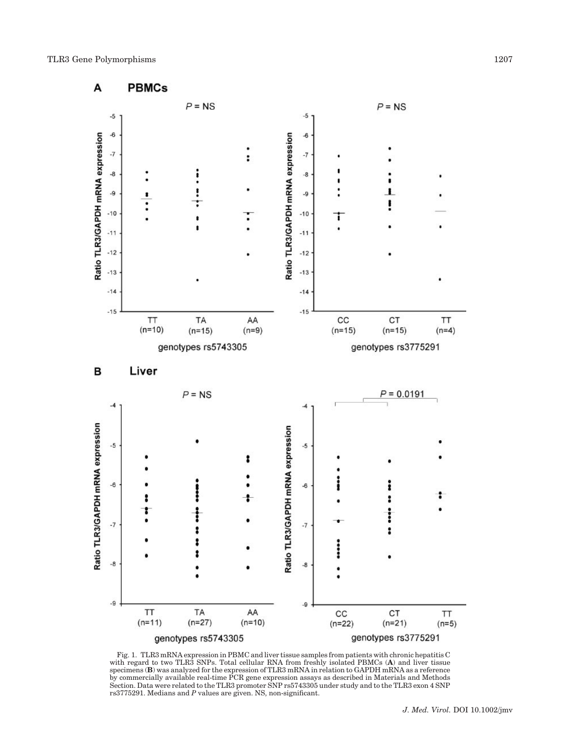Fig. 1. TLR3 mRNA expression in PBMC and liver tissue samples from patients with chronic hepatitis C with regard to two TLR3 SNPs. Total cellular RNA from freshly isolated PBMCs (**A**) and liver tissue specimens (**B**) was analyzed for the expression of TLR3 mRNA in relation to GAPDH mRNA as a reference by commercially available real-time PCR gene expression assays as described in Materials and Methods Section. Data were related to the TLR3 promoter SNP rs5743305 under study and to the TLR3 exon 4 SNP rs3775291. Medians and *P* values are given. NS, non-significant.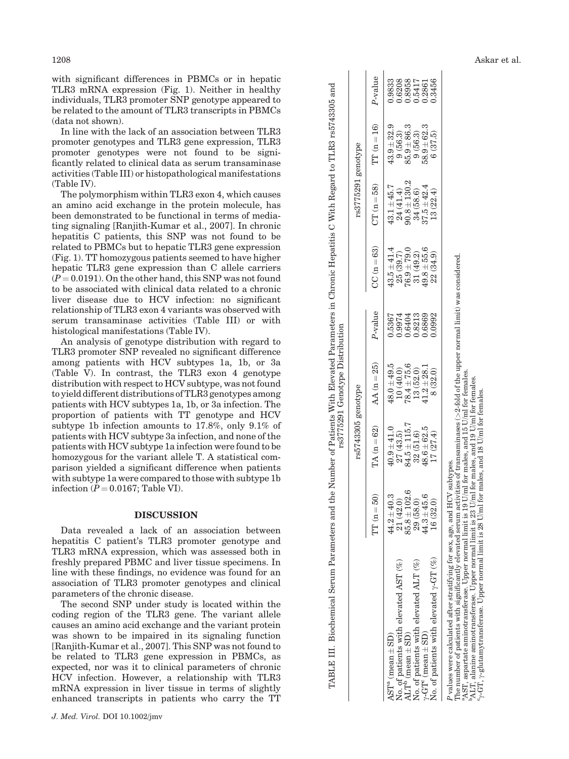with significant differences in PBMCs or in hepatic TLR3 mRNA expression (Fig. 1). Neither in healthy individuals, TLR3 promoter SNP genotype appeared to be related to the amount of TLR3 transcripts in PBMCs (data not shown).

In line with the lack of an association between TLR3 promoter genotypes and TLR3 gene expression, TLR3 promoter genotypes were not found to be significantly related to clinical data as serum transaminase activities (Table III) or histopathological manifestations (Table IV).

The polymorphism within TLR3 exon 4, which causes an amino acid exchange in the protein molecule, has been demonstrated to be functional in terms of mediating signaling [Ranjith-Kumar et al., 2007]. In chronic hepatitis C patients, this SNP was not found to be related to PBMCs but to hepatic TLR3 gene expression (Fig. 1). TT homozygous patients seemed to have higher hepatic TLR3 gene expression than C allele carriers ($P = 0.0191$). On the other hand, this SNP was not found to be associated with clinical data related to a chronic liver disease due to HCV infection: no significant relationship of TLR3 exon 4 variants was observed with serum transaminase activities (Table III) or with histological manifestations (Table IV).

An analysis of genotype distribution with regard to TLR3 promoter SNP revealed no significant difference among patients with HCV subtypes 1a, 1b, or 3a (Table V). In contrast, the TLR3 exon 4 genotype distribution with respect to HCV subtype, was not found to yield different distributions of TLR3 genotypes among patients with HCV subtypes 1a, 1b, or 3a infection. The proportion of patients with TT genotype and HCV subtype 1b infection amounts to 17.8%, only 9.1% of patients with HCV subtype 3a infection, and none of the patients with HCV subtype 1a infection were found to be homozygous for the variant allele T. A statistical comparison yielded a significant difference when patients with subtype 1a were compared to those with subtype 1b infection ($P = 0.0167$; Table VI).

## DISCUSSION

Data revealed a lack of an association between hepatitis C patient's TLR3 promoter genotype and TLR3 mRNA expression, which was assessed both in freshly prepared PBMC and liver tissue specimens. In line with these findings, no evidence was found for an association of TLR3 promoter genotypes and clinical parameters of the chronic disease.

The second SNP under study is located within the coding region of the TLR3 gene. The variant allele causes an amino acid exchange and the variant protein was shown to be impaired in its signaling function [Ranjith-Kumar et al., 2007]. This SNP was not found to be related to TLR3 gene expression in PBMCs, as expected, nor was it to clinical parameters of chronic HCV infection. However, a relationship with TLR3 mRNA expression in liver tissue in terms of slightly enhanced transcripts in patients who carry the TT

TABLE III. Biochemical Serum Parameters and the Number of Patients With Elevated Parameters in Chronic Hepatitis C With Regard to TLR3 rs5743305 and rs3775291 Genotype Distribution

| | rs5743305 genotype | | | | rs3775291 genotype | | | |
|---|---|---|---|---|---|---|---|---|
| | TT (n = 50) | TA (n = 62) | AA (n = 25) | *P*-value | CC (n = 63) | CT (n = 58) | TT (n = 16) | *P*-value |
| AST[a] (mean ± SD) | 44.2 ± 40.3 | 40.9 ± 41.0 | 48.0 ± 49.5 | 0.5367 | 43.5 ± 41.4 | 43.1 ± 45.7 | 43.9 ± 32.9 | 0.9833 |
| No. of patients with elevated AST (%) | 21 (42.0) | 27 (43.5) | 10 (40.0) | 0.9974 | 25 (39.7) | 24 (41.4) | 9 (56.3) | 0.6208 |
| ALT[b] (mean ± SD) | 85.8 ± 102.6 | 84.5 ± 115.7 | 78.4 ± 75.6 | 0.6404 | 76.9 ± 79.0 | 90.8 ± 130.2 | 85.9 ± 86.3 | 0.8958 |
| No. of patients with elevated ALT (%) | 29 (58.0) | 32 (51.6) | 13 (52.0) | 0.8213 | 31 (49.2) | 34 (58.6) | 9 (56.3) | 0.5417 |
| γ-GT[c] (mean ± SD) | 44.3 ± 45.6 | 48.6 ± 62.5 | 41.2 ± 28.1 | 0.6869 | 49.8 ± 55.6 | 37.5 ± 42.4 | 58.9 ± 62.3 | 0.2861 |
| No. of patients with elevated γ-GT (%) | 16 (32.0) | 17 (27.4) | 8 (32.0) | 0.0992 | 22 (34.9) | 13 (22.4) | 6 (37.5) | 0.3456 |

*P* values were calculated after stratifying for sex, age, and HCV subtypes.
The number of patients with significantly elevated serum activities of transaminases (>2-fold of the upper normal limit) was considered.
[a]AST, aspartate aminotransferase. Upper normal limit is 19 U/ml for males, and 15 U/ml for females.
[b]ALT, alanine aminotransferase. Upper normal limit is 23 U/ml for males, and 19 U/ml for females.
[c]γ-GT, γ-glutamytransferase. Upper normal limit is 28 U/ml for males, and 18 U/ml for females.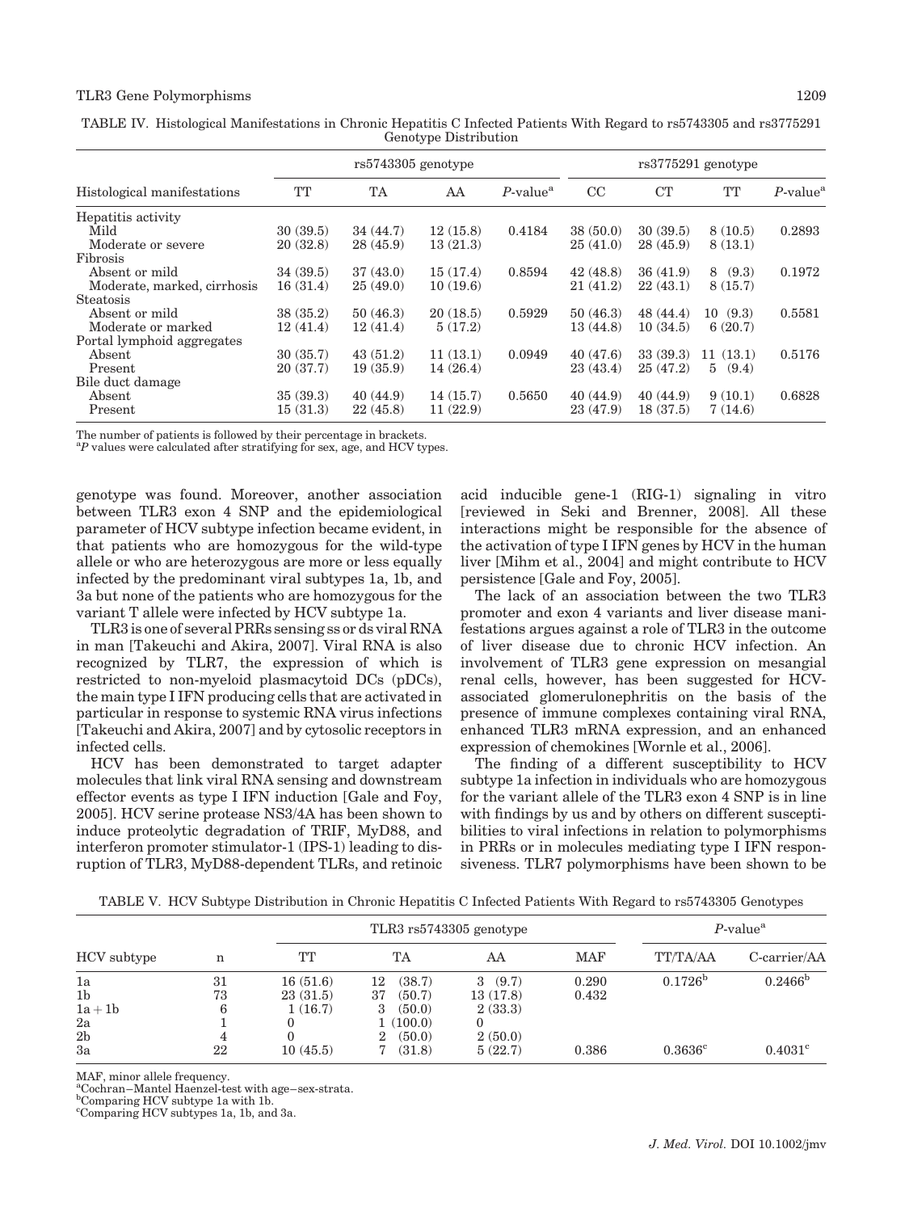TABLE IV. Histological Manifestations in Chronic Hepatitis C Infected Patients With Regard to rs5743305 and rs3775291 Genotype Distribution

| Histological manifestations | rs5743305 genotype | | | | rs3775291 genotype | | | |
|---|---|---|---|---|---|---|---|---|
| | TT | TA | AA | *P*-value[a] | CC | CT | TT | *P*-value[a] |
| Hepatitis activity | | | | | | | | |
| Mild | 30 (39.5) | 34 (44.7) | 12 (15.8) | 0.4184 | 38 (50.0) | 30 (39.5) | 8 (10.5) | 0.2893 |
| Moderate or severe | 20 (32.8) | 28 (45.9) | 13 (21.3) | | 25 (41.0) | 28 (45.9) | 8 (13.1) | |
| Fibrosis | | | | | | | | |
| Absent or mild | 34 (39.5) | 37 (43.0) | 15 (17.4) | 0.8594 | 42 (48.8) | 36 (41.9) | 8 (9.3) | 0.1972 |
| Moderate, marked, cirrhosis | 16 (31.4) | 25 (49.0) | 10 (19.6) | | 21 (41.2) | 22 (43.1) | 8 (15.7) | |
| Steatosis | | | | | | | | |
| Absent or mild | 38 (35.2) | 50 (46.3) | 20 (18.5) | 0.5929 | 50 (46.3) | 48 (44.4) | 10 (9.3) | 0.5581 |
| Moderate or marked | 12 (41.4) | 12 (41.4) | 5 (17.2) | | 13 (44.8) | 10 (34.5) | 6 (20.7) | |
| Portal lymphoid aggregates | | | | | | | | |
| Absent | 30 (35.7) | 43 (51.2) | 11 (13.1) | 0.0949 | 40 (47.6) | 33 (39.3) | 11 (13.1) | 0.5176 |
| Present | 20 (37.7) | 19 (35.9) | 14 (26.4) | | 23 (43.4) | 25 (47.2) | 5 (9.4) | |
| Bile duct damage | | | | | | | | |
| Absent | 35 (39.3) | 40 (44.9) | 14 (15.7) | 0.5650 | 40 (44.9) | 40 (44.9) | 9 (10.1) | 0.6828 |
| Present | 15 (31.3) | 22 (45.8) | 11 (22.9) | | 23 (47.9) | 18 (37.5) | 7 (14.6) | |

The number of patients is followed by their percentage in brackets.
[a]*P* values were calculated after stratifying for sex, age, and HCV types.

genotype was found. Moreover, another association between TLR3 exon 4 SNP and the epidemiological parameter of HCV subtype infection became evident, in that patients who are homozygous for the wild-type allele or who are heterozygous are more or less equally infected by the predominant viral subtypes 1a, 1b, and 3a but none of the patients who are homozygous for the variant T allele were infected by HCV subtype 1a.

TLR3 is one of several PRRs sensing ss or ds viral RNA in man [Takeuchi and Akira, 2007]. Viral RNA is also recognized by TLR7, the expression of which is restricted to non-myeloid plasmacytoid DCs (pDCs), the main type I IFN producing cells that are activated in particular in response to systemic RNA virus infections [Takeuchi and Akira, 2007] and by cytosolic receptors in infected cells.

HCV has been demonstrated to target adapter molecules that link viral RNA sensing and downstream effector events as type I IFN induction [Gale and Foy, 2005]. HCV serine protease NS3/4A has been shown to induce proteolytic degradation of TRIF, MyD88, and interferon promoter stimulator-1 (IPS-1) leading to disruption of TLR3, MyD88-dependent TLRs, and retinoic acid inducible gene-1 (RIG-1) signaling in vitro [reviewed in Seki and Brenner, 2008]. All these interactions might be responsible for the absence of the activation of type I IFN genes by HCV in the human liver [Mihm et al., 2004] and might contribute to HCV persistence [Gale and Foy, 2005].

The lack of an association between the two TLR3 promoter and exon 4 variants and liver disease manifestations argues against a role of TLR3 in the outcome of liver disease due to chronic HCV infection. An involvement of TLR3 gene expression on mesangial renal cells, however, has been suggested for HCV-associated glomerulonephritis on the basis of the presence of immune complexes containing viral RNA, enhanced TLR3 mRNA expression, and an enhanced expression of chemokines [Wornle et al., 2006].

The finding of a different susceptibility to HCV subtype 1a infection in individuals who are homozygous for the variant allele of the TLR3 exon 4 SNP is in line with findings by us and by others on different susceptibilities to viral infections in relation to polymorphisms in PRRs or in molecules mediating type I IFN responsiveness. TLR7 polymorphisms have been shown to be

TABLE V. HCV Subtype Distribution in Chronic Hepatitis C Infected Patients With Regard to rs5743305 Genotypes

| HCV subtype | n | TLR3 rs5743305 genotype | | | | *P*-value[a] | |
|---|---|---|---|---|---|---|---|
| | | TT | TA | AA | MAF | TT/TA/AA | C-carrier/AA |
| 1a | 31 | 16 (51.6) | 12 (38.7) | 3 (9.7) | 0.290 | 0.1726[b] | 0.2466[b] |
| 1b | 73 | 23 (31.5) | 37 (50.7) | 13 (17.8) | 0.432 | | |
| 1a + 1b | 6 | 1 (16.7) | 3 (50.0) | 2 (33.3) | | | |
| 2a | 1 | 0 | 1 (100.0) | 0 | | | |
| 2b | 4 | 0 | 2 (50.0) | 2 (50.0) | | | |
| 3a | 22 | 10 (45.5) | 7 (31.8) | 5 (22.7) | 0.386 | 0.3636[c] | 0.4031[c] |

MAF, minor allele frequency.
[a]Cochran–Mantel Haenzel-test with age–sex-strata.
[b]Comparing HCV subtype 1a with 1b.
[c]Comparing HCV subtypes 1a, 1b, and 3a.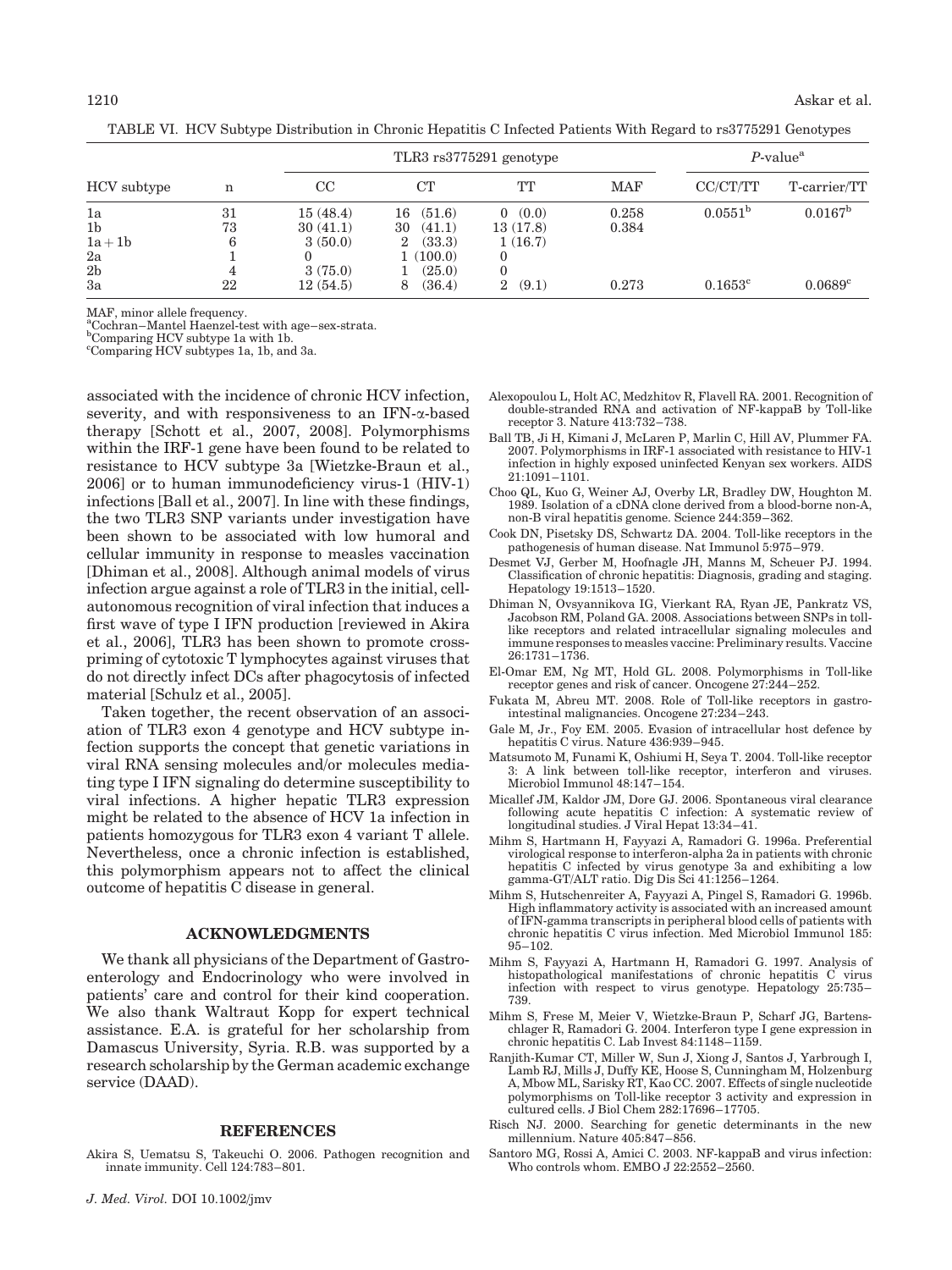TABLE VI. HCV Subtype Distribution in Chronic Hepatitis C Infected Patients With Regard to rs3775291 Genotypes

| HCV subtype | n | TLR3 rs3775291 genotype | | | | P-value[a] | |
|---|---|---|---|---|---|---|---|
| | | CC | CT | TT | MAF | CC/CT/TT | T-carrier/TT |
| 1a | 31 | 15 (48.4) | 16 (51.6) | 0 (0.0) | 0.258 | 0.0551[b] | 0.0167[b] |
| 1b | 73 | 30 (41.1) | 30 (41.1) | 13 (17.8) | 0.384 | | |
| 1a + 1b | 6 | 3 (50.0) | 2 (33.3) | 1 (16.7) | | | |
| 2a | 1 | 0 | 1 (100.0) | 0 | | | |
| 2b | 4 | 3 (75.0) | 1 (25.0) | 0 | | | |
| 3a | 22 | 12 (54.5) | 8 (36.4) | 2 (9.1) | 0.273 | 0.1653[c] | 0.0689[c] |

MAF, minor allele frequency.
[a]Cochran–Mantel Haenzel-test with age–sex-strata.
[b]Comparing HCV subtype 1a with 1b.
[c]Comparing HCV subtypes 1a, 1b, and 3a.

associated with the incidence of chronic HCV infection, severity, and with responsiveness to an IFN-α-based therapy [Schott et al., 2007, 2008]. Polymorphisms within the IRF-1 gene have been found to be related to resistance to HCV subtype 3a [Wietzke-Braun et al., 2006] or to human immunodeficiency virus-1 (HIV-1) infections [Ball et al., 2007]. In line with these findings, the two TLR3 SNP variants under investigation have been shown to be associated with low humoral and cellular immunity in response to measles vaccination [Dhiman et al., 2008]. Although animal models of virus infection argue against a role of TLR3 in the initial, cell-autonomous recognition of viral infection that induces a first wave of type I IFN production [reviewed in Akira et al., 2006], TLR3 has been shown to promote cross-priming of cytotoxic T lymphocytes against viruses that do not directly infect DCs after phagocytosis of infected material [Schulz et al., 2005].

Taken together, the recent observation of an association of TLR3 exon 4 genotype and HCV subtype infection supports the concept that genetic variations in viral RNA sensing molecules and/or molecules mediating type I IFN signaling do determine susceptibility to viral infections. A higher hepatic TLR3 expression might be related to the absence of HCV 1a infection in patients homozygous for TLR3 exon 4 variant T allele. Nevertheless, once a chronic infection is established, this polymorphism appears not to affect the clinical outcome of hepatitis C disease in general.

## ACKNOWLEDGMENTS

We thank all physicians of the Department of Gastroenterology and Endocrinology who were involved in patients' care and control for their kind cooperation. We also thank Waltraut Kopp for expert technical assistance. E.A. is grateful for her scholarship from Damascus University, Syria. R.B. was supported by a research scholarship by the German academic exchange service (DAAD).

## REFERENCES

Akira S, Uematsu S, Takeuchi O. 2006. Pathogen recognition and innate immunity. Cell 124:783–801.

Alexopoulou L, Holt AC, Medzhitov R, Flavell RA. 2001. Recognition of double-stranded RNA and activation of NF-kappaB by Toll-like receptor 3. Nature 413:732–738.

Ball TB, Ji H, Kimani J, McLaren P, Marlin C, Hill AV, Plummer FA. 2007. Polymorphisms in IRF-1 associated with resistance to HIV-1 infection in highly exposed uninfected Kenyan sex workers. AIDS 21:1091–1101.

Choo QL, Kuo G, Weiner AJ, Overby LR, Bradley DW, Houghton M. 1989. Isolation of a cDNA clone derived from a blood-borne non-A, non-B viral hepatitis genome. Science 244:359–362.

Cook DN, Pisetsky DS, Schwartz DA. 2004. Toll-like receptors in the pathogenesis of human disease. Nat Immunol 5:975–979.

Desmet VJ, Gerber M, Hoofnagle JH, Manns M, Scheuer PJ. 1994. Classification of chronic hepatitis: Diagnosis, grading and staging. Hepatology 19:1513–1520.

Dhiman N, Ovsyannikova IG, Vierkant RA, Ryan JE, Pankratz VS, Jacobson RM, Poland GA. 2008. Associations between SNPs in toll-like receptors and related intracellular signaling molecules and immune responses to measles vaccine: Preliminary results. Vaccine 26:1731–1736.

El-Omar EM, Ng MT, Hold GL. 2008. Polymorphisms in Toll-like receptor genes and risk of cancer. Oncogene 27:244–252.

Fukata M, Abreu MT. 2008. Role of Toll-like receptors in gastrointestinal malignancies. Oncogene 27:234–243.

Gale M, Jr., Foy EM. 2005. Evasion of intracellular host defence by hepatitis C virus. Nature 436:939–945.

Matsumoto M, Funami K, Oshiumi H, Seya T. 2004. Toll-like receptor 3: A link between toll-like receptor, interferon and viruses. Microbiol Immunol 48:147–154.

Micallef JM, Kaldor JM, Dore GJ. 2006. Spontaneous viral clearance following acute hepatitis C infection: A systematic review of longitudinal studies. J Viral Hepat 13:34–41.

Mihm S, Hartmann H, Fayyazi A, Ramadori G. 1996a. Preferential virological response to interferon-alpha 2a in patients with chronic hepatitis C infected by virus genotype 3a and exhibiting a low gamma-GT/ALT ratio. Dig Dis Sci 41:1256–1264.

Mihm S, Hutschenreiter A, Fayyazi A, Pingel S, Ramadori G. 1996b. High inflammatory activity is associated with an increased amount of IFN-gamma transcripts in peripheral blood cells of patients with chronic hepatitis C virus infection. Med Microbiol Immunol 185: 95–102.

Mihm S, Fayyazi A, Hartmann H, Ramadori G. 1997. Analysis of histopathological manifestations of chronic hepatitis C virus infection with respect to virus genotype. Hepatology 25:735–739.

Mihm S, Frese M, Meier V, Wietzke-Braun P, Scharf JG, Bartenschlager R, Ramadori G. 2004. Interferon type I gene expression in chronic hepatitis C. Lab Invest 84:1148–1159.

Ranjith-Kumar CT, Miller W, Sun J, Xiong J, Santos J, Yarbrough I, Lamb RJ, Mills J, Duffy KE, Hoose S, Cunningham M, Holzenburg A, Mbow ML, Sarisky RT, Kao CC. 2007. Effects of single nucleotide polymorphisms on Toll-like receptor 3 activity and expression in cultured cells. J Biol Chem 282:17696–17705.

Risch NJ. 2000. Searching for genetic determinants in the new millennium. Nature 405:847–856.

Santoro MG, Rossi A, Amici C. 2003. NF-kappaB and virus infection: Who controls whom. EMBO J 22:2552–2560.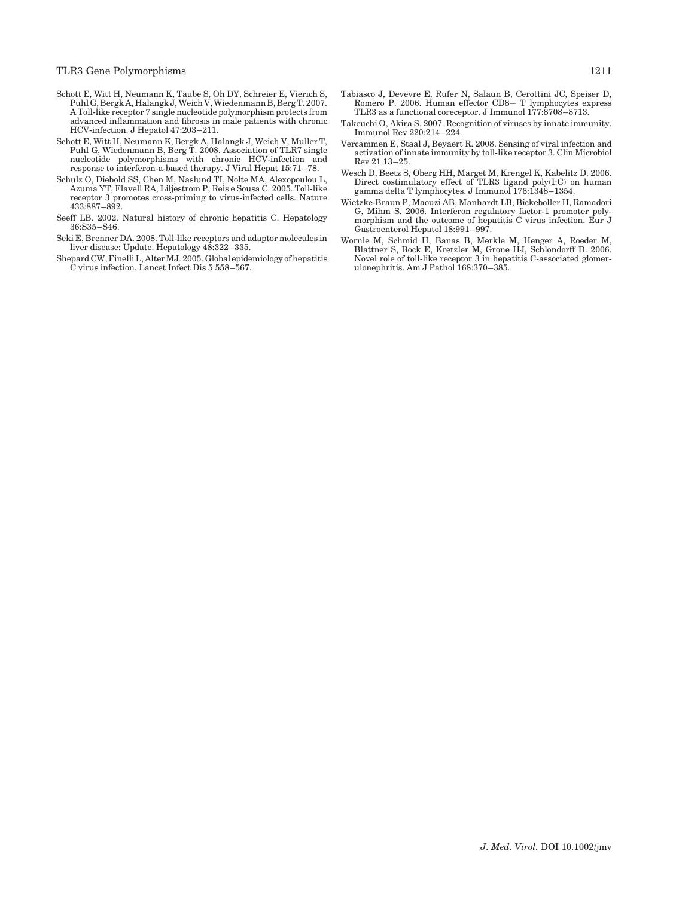Schott E, Witt H, Neumann K, Taube S, Oh DY, Schreier E, Vierich S, Puhl G, Bergk A, Halangk J, Weich V, Wiedenmann B, Berg T. 2007. A Toll-like receptor 7 single nucleotide polymorphism protects from advanced inflammation and fibrosis in male patients with chronic HCV-infection. J Hepatol 47:203–211.

Schott E, Witt H, Neumann K, Bergk A, Halangk J, Weich V, Muller T, Puhl G, Wiedenmann B, Berg T. 2008. Association of TLR7 single nucleotide polymorphisms with chronic HCV-infection and response to interferon-a-based therapy. J Viral Hepat 15:71–78.

Schulz O, Diebold SS, Chen M, Naslund TI, Nolte MA, Alexopoulou L, Azuma YT, Flavell RA, Liljestrom P, Reis e Sousa C. 2005. Toll-like receptor 3 promotes cross-priming to virus-infected cells. Nature 433:887–892.

Seeff LB. 2002. Natural history of chronic hepatitis C. Hepatology 36:S35–S46.

Seki E, Brenner DA. 2008. Toll-like receptors and adaptor molecules in liver disease: Update. Hepatology 48:322–335.

Shepard CW, Finelli L, Alter MJ. 2005. Global epidemiology of hepatitis C virus infection. Lancet Infect Dis 5:558–567.

Tabiasco J, Devevre E, Rufer N, Salaun B, Cerottini JC, Speiser D, Romero P. 2006. Human effector CD8+ T lymphocytes express TLR3 as a functional coreceptor. J Immunol 177:8708–8713.

Takeuchi O, Akira S. 2007. Recognition of viruses by innate immunity. Immunol Rev 220:214–224.

Vercammen E, Staal J, Beyaert R. 2008. Sensing of viral infection and activation of innate immunity by toll-like receptor 3. Clin Microbiol Rev 21:13–25.

Wesch D, Beetz S, Oberg HH, Marget M, Krengel K, Kabelitz D. 2006. Direct costimulatory effect of TLR3 ligand poly(I:C) on human gamma delta T lymphocytes. J Immunol 176:1348–1354.

Wietzke-Braun P, Maouzi AB, Manhardt LB, Bickeboller H, Ramadori G, Mihm S. 2006. Interferon regulatory factor-1 promoter polymorphism and the outcome of hepatitis C virus infection. Eur J Gastroenterol Hepatol 18:991–997.

Wornle M, Schmid H, Banas B, Merkle M, Henger A, Roeder M, Blattner S, Bock E, Kretzler M, Grone HJ, Schlondorff D. 2006. Novel role of toll-like receptor 3 in hepatitis C-associated glomerulonephritis. Am J Pathol 168:370–385.